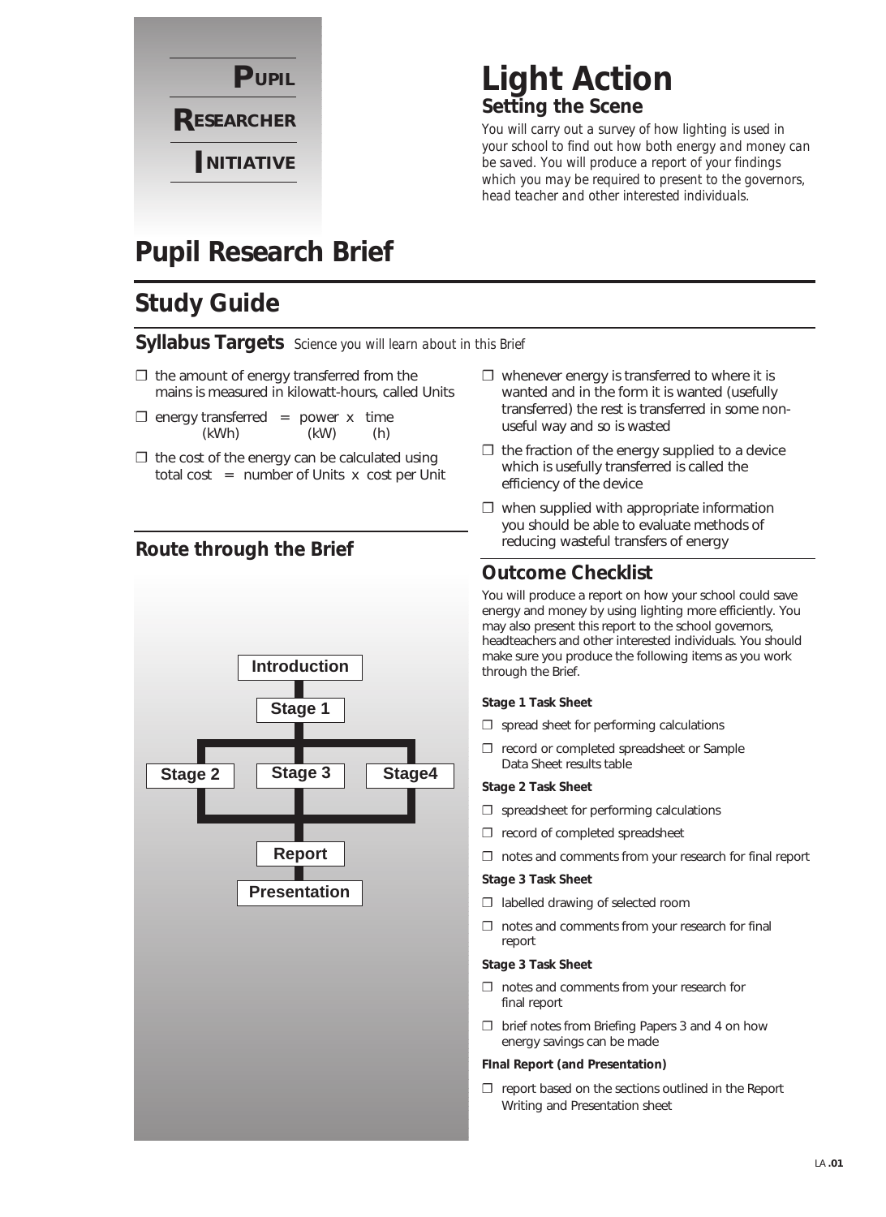**PUPIL**

**RESEARCHER**

**INITIATIVE**

# Light Action

## Setting the Scene

*You will carry out a survey of how lighting is used in your school to find out how both energy and money can be saved. You will produce a report of your findings which you may be required to present to the governors, head teacher and other interested individuals.*

# Pupil Research Brief

## Study Guide

### Syllabus Targets *Science you will learn about in this Brief*

- ❒ the amount of energy transferred from the mains is measured in kilowatt-hours, called Units
- ❒ energy transferred = power x time
  (kWh) (kW) (h)
- ❒ the cost of the energy can be calculated using total cost = number of Units x cost per Unit
- ❒ whenever energy is transferred to where it is wanted and in the form it is wanted (usefully transferred) the rest is transferred in some non-useful way and so is wasted
- ❒ the fraction of the energy supplied to a device which is usefully transferred is called the efficiency of the device
- ❒ when supplied with appropriate information you should be able to evaluate methods of reducing wasteful transfers of energy

### Route through the Brief

Introduction → Stage 1 → Stage 2 / Stage 3 / Stage4 → Report → Presentation

### Outcome Checklist

You will produce a report on how your school could save energy and money by using lighting more efficiently. You may also present this report to the school governors, headteachers and other interested individuals. You should make sure you produce the following items as you work through the Brief.

**Stage 1 Task Sheet**

- ❒ spread sheet for performing calculations
- ❒ record or completed spreadsheet or Sample Data Sheet results table

**Stage 2 Task Sheet**

- ❒ spreadsheet for performing calculations
- ❒ record of completed spreadsheet
- ❒ notes and comments from your research for final report

**Stage 3 Task Sheet**

- ❒ labelled drawing of selected room
- ❒ notes and comments from your research for final report

**Stage 3 Task Sheet**

- ❒ notes and comments from your research for final report
- ❒ brief notes from Briefing Papers 3 and 4 on how energy savings can be made

**FInal Report (and Presentation)**

- ❒ report based on the sections outlined in the Report Writing and Presentation sheet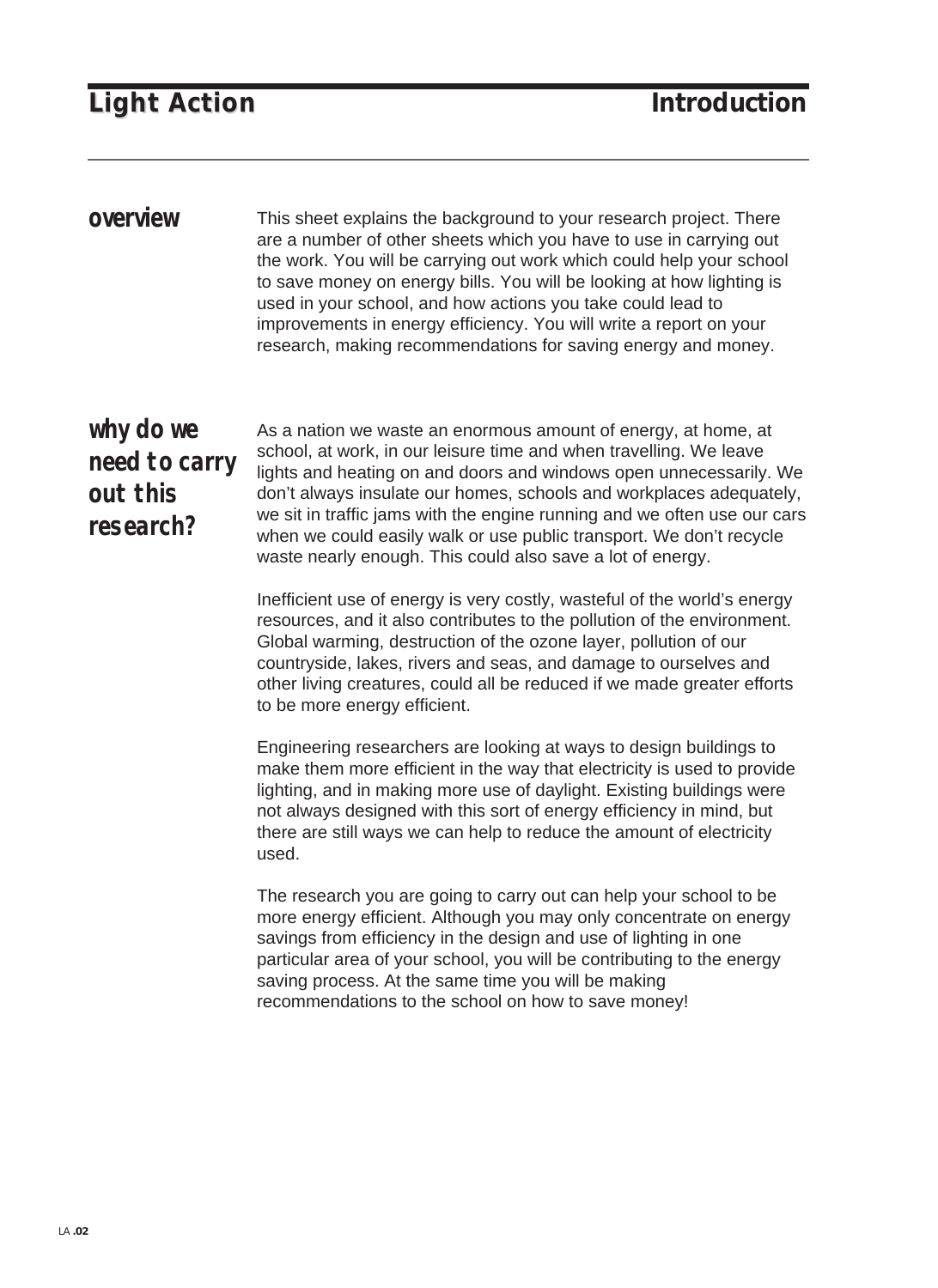# Light Action — Introduction

## overview

This sheet explains the background to your research project. There are a number of other sheets which you have to use in carrying out the work. You will be carrying out work which could help your school to save money on energy bills. You will be looking at how lighting is used in your school, and how actions you take could lead to improvements in energy efficiency. You will write a report on your research, making recommendations for saving energy and money.

## why do we need to carry out this research?

As a nation we waste an enormous amount of energy, at home, at school, at work, in our leisure time and when travelling. We leave lights and heating on and doors and windows open unnecessarily. We don’t always insulate our homes, schools and workplaces adequately, we sit in traffic jams with the engine running and we often use our cars when we could easily walk or use public transport. We don’t recycle waste nearly enough. This could also save a lot of energy.

Inefficient use of energy is very costly, wasteful of the world’s energy resources, and it also contributes to the pollution of the environment. Global warming, destruction of the ozone layer, pollution of our countryside, lakes, rivers and seas, and damage to ourselves and other living creatures, could all be reduced if we made greater efforts to be more energy efficient.

Engineering researchers are looking at ways to design buildings to make them more efficient in the way that electricity is used to provide lighting, and in making more use of daylight. Existing buildings were not always designed with this sort of energy efficiency in mind, but there are still ways we can help to reduce the amount of electricity used.

The research you are going to carry out can help your school to be more energy efficient. Although you may only concentrate on energy savings from efficiency in the design and use of lighting in one particular area of your school, you will be contributing to the energy saving process. At the same time you will be making recommendations to the school on how to save money!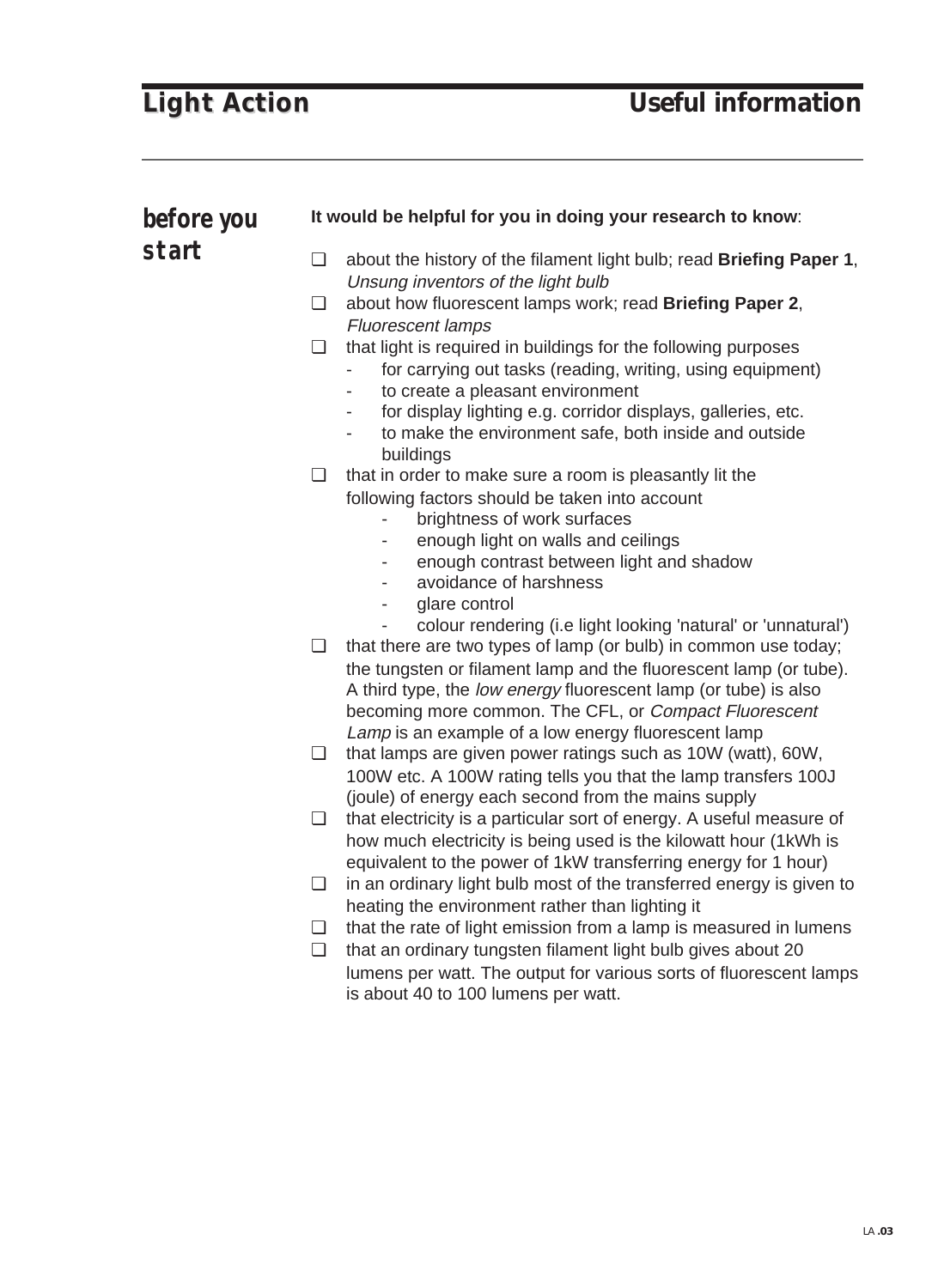# Light Action — Useful information

## before you start

**It would be helpful for you in doing your research to know**:

- ❑ about the history of the filament light bulb; read **Briefing Paper 1**, *Unsung inventors of the light bulb*
- ❑ about how fluorescent lamps work; read **Briefing Paper 2**, *Fluorescent lamps*
- ❑ that light is required in buildings for the following purposes
  - for carrying out tasks (reading, writing, using equipment)
  - to create a pleasant environment
  - for display lighting e.g. corridor displays, galleries, etc.
  - to make the environment safe, both inside and outside buildings
- ❑ that in order to make sure a room is pleasantly lit the following factors should be taken into account
  - brightness of work surfaces
  - enough light on walls and ceilings
  - enough contrast between light and shadow
  - avoidance of harshness
  - glare control
  - colour rendering (i.e light looking 'natural' or 'unnatural')
- ❑ that there are two types of lamp (or bulb) in common use today; the tungsten or filament lamp and the fluorescent lamp (or tube). A third type, the *low energy* fluorescent lamp (or tube) is also becoming more common. The CFL, or *Compact Fluorescent Lamp* is an example of a low energy fluorescent lamp
- ❑ that lamps are given power ratings such as 10W (watt), 60W, 100W etc. A 100W rating tells you that the lamp transfers 100J (joule) of energy each second from the mains supply
- ❑ that electricity is a particular sort of energy. A useful measure of how much electricity is being used is the kilowatt hour (1kWh is equivalent to the power of 1kW transferring energy for 1 hour)
- ❑ in an ordinary light bulb most of the transferred energy is given to heating the environment rather than lighting it
- ❑ that the rate of light emission from a lamp is measured in lumens
- ❑ that an ordinary tungsten filament light bulb gives about 20 lumens per watt. The output for various sorts of fluorescent lamps is about 40 to 100 lumens per watt.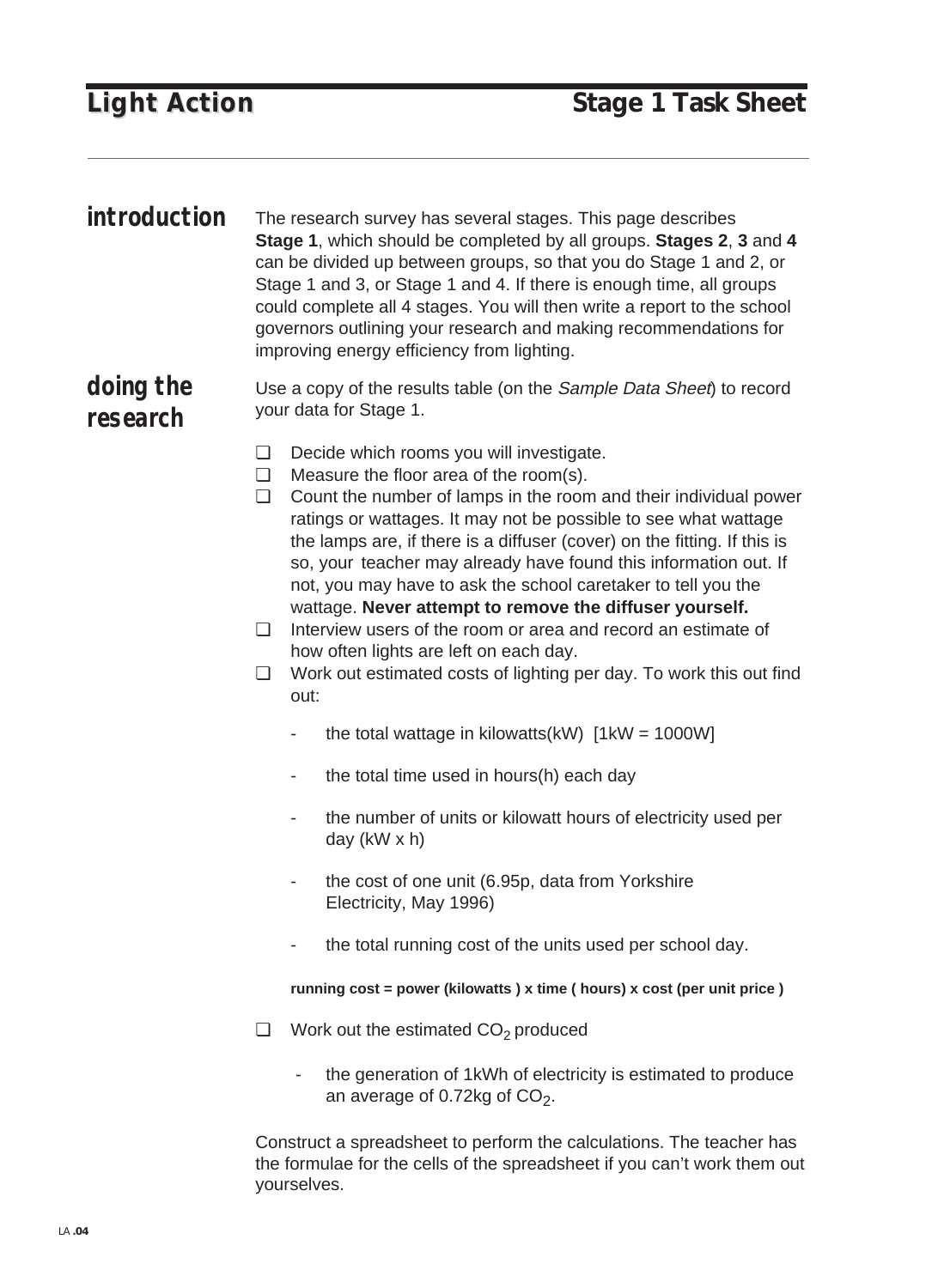# Light Action — Stage 1 Task Sheet

## introduction

The research survey has several stages. This page describes **Stage 1**, which should be completed by all groups. **Stages 2**, **3** and **4** can be divided up between groups, so that you do Stage 1 and 2, or Stage 1 and 3, or Stage 1 and 4. If there is enough time, all groups could complete all 4 stages. You will then write a report to the school governors outlining your research and making recommendations for improving energy efficiency from lighting.

## doing the research

Use a copy of the results table (on the *Sample Data Sheet*) to record your data for Stage 1.

- ❑ Decide which rooms you will investigate.
- ❑ Measure the floor area of the room(s).
- ❑ Count the number of lamps in the room and their individual power ratings or wattages. It may not be possible to see what wattage the lamps are, if there is a diffuser (cover) on the fitting. If this is so, your teacher may already have found this information out. If not, you may have to ask the school caretaker to tell you the wattage. **Never attempt to remove the diffuser yourself.**
- ❑ Interview users of the room or area and record an estimate of how often lights are left on each day.
- ❑ Work out estimated costs of lighting per day. To work this out find out:
  - the total wattage in kilowatts(kW) [1kW = 1000W]
  - the total time used in hours(h) each day
  - the number of units or kilowatt hours of electricity used per day (kW x h)
  - the cost of one unit (6.95p, data from Yorkshire Electricity, May 1996)
  - the total running cost of the units used per school day.

  **running cost = power (kilowatts ) x time ( hours) x cost (per unit price )**

- ❑ Work out the estimated $CO_2$ produced
  - the generation of 1kWh of electricity is estimated to produce an average of 0.72kg of $CO_2$.

Construct a spreadsheet to perform the calculations. The teacher has the formulae for the cells of the spreadsheet if you can't work them out yourselves.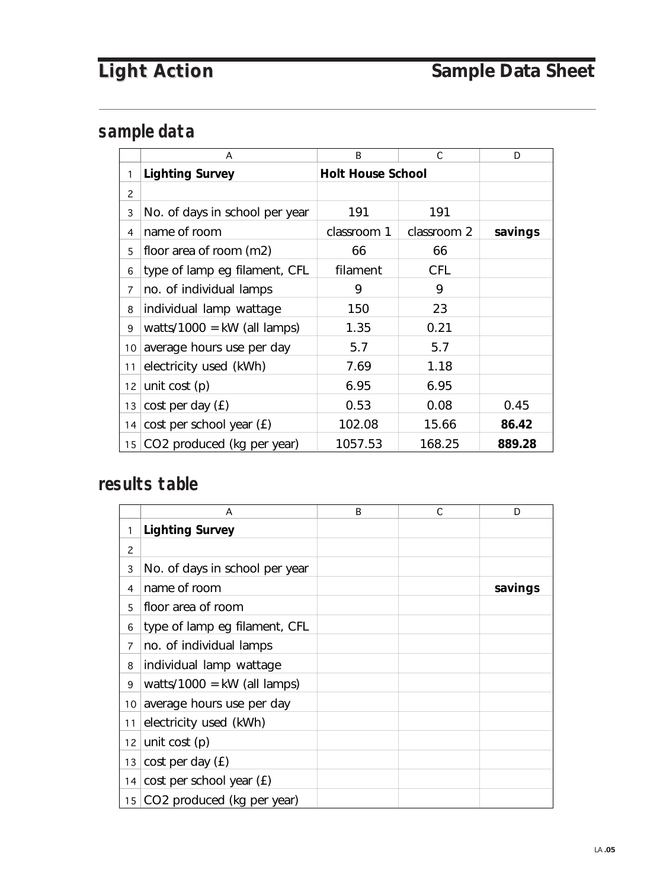# Light Action

## Sample Data Sheet

## sample data

| | A | B | C | D |
|---|---|---|---|---|
| 1 | **Lighting Survey** | **Holt House School** | | |
| 2 | | | | |
| 3 | No. of days in school per year | 191 | 191 | |
| 4 | name of room | classroom 1 | classroom 2 | **savings** |
| 5 | floor area of room (m2) | 66 | 66 | |
| 6 | type of lamp eg filament, CFL | filament | CFL | |
| 7 | no. of individual lamps | 9 | 9 | |
| 8 | individual lamp wattage | 150 | 23 | |
| 9 | watts/1000 = kW (all lamps) | 1.35 | 0.21 | |
| 10 | average hours use per day | 5.7 | 5.7 | |
| 11 | electricity used (kWh) | 7.69 | 1.18 | |
| 12 | unit cost (p) | 6.95 | 6.95 | |
| 13 | cost per day (£) | 0.53 | 0.08 | 0.45 |
| 14 | cost per school year (£) | 102.08 | 15.66 | **86.42** |
| 15 | CO2 produced (kg per year) | 1057.53 | 168.25 | **889.28** |

## results table

| | A | B | C | D |
|---|---|---|---|---|
| 1 | **Lighting Survey** | | | |
| 2 | | | | |
| 3 | No. of days in school per year | | | |
| 4 | name of room | | | **savings** |
| 5 | floor area of room | | | |
| 6 | type of lamp eg filament, CFL | | | |
| 7 | no. of individual lamps | | | |
| 8 | individual lamp wattage | | | |
| 9 | watts/1000 = kW (all lamps) | | | |
| 10 | average hours use per day | | | |
| 11 | electricity used (kWh) | | | |
| 12 | unit cost (p) | | | |
| 13 | cost per day (£) | | | |
| 14 | cost per school year (£) | | | |
| 15 | CO2 produced (kg per year) | | | |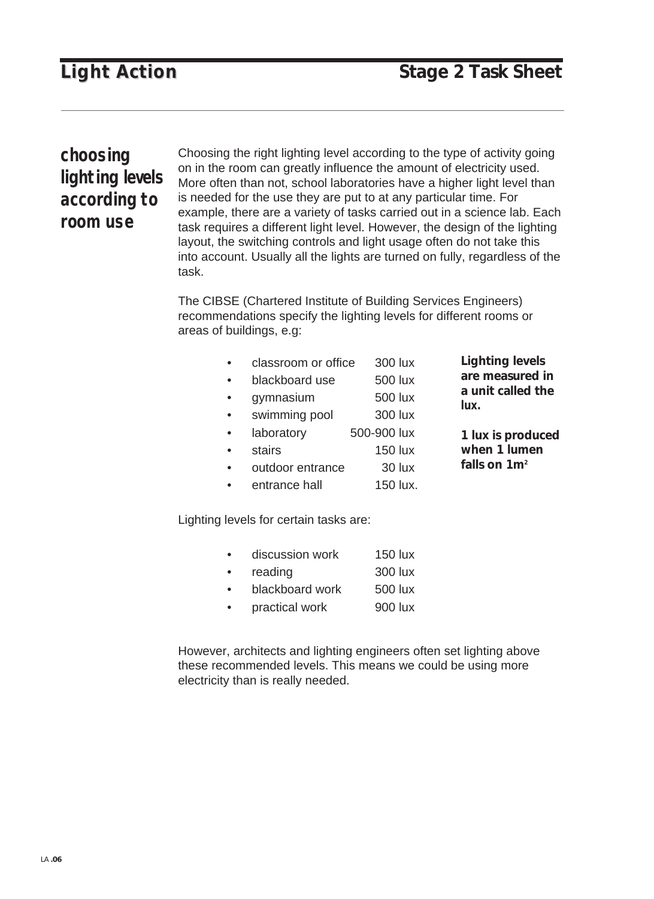## choosing lighting levels according to room use

Choosing the right lighting level according to the type of activity going on in the room can greatly influence the amount of electricity used. More often than not, school laboratories have a higher light level than is needed for the use they are put to at any particular time. For example, there are a variety of tasks carried out in a science lab. Each task requires a different light level. However, the design of the lighting layout, the switching controls and light usage often do not take this into account. Usually all the lights are turned on fully, regardless of the task.

The CIBSE (Chartered Institute of Building Services Engineers) recommendations specify the lighting levels for different rooms or areas of buildings, e.g:

- classroom or office 300 lux
- blackboard use 500 lux
- gymnasium 500 lux
- swimming pool 300 lux
- laboratory 500-900 lux
- stairs 150 lux
- outdoor entrance 30 lux
- entrance hall 150 lux.

**Lighting levels are measured in a unit called the lux.**

**1 lux is produced when 1 lumen falls on $1m^2$**

Lighting levels for certain tasks are:

- discussion work 150 lux
- reading 300 lux
- blackboard work 500 lux
- practical work 900 lux

However, architects and lighting engineers often set lighting above these recommended levels. This means we could be using more electricity than is really needed.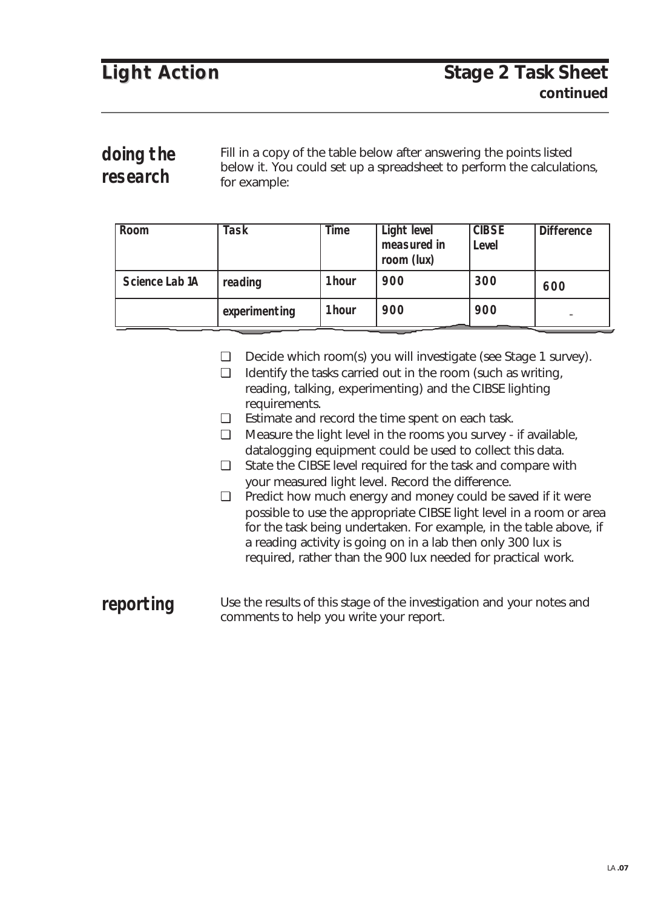# Light Action

## Stage 2 Task Sheet continued

### doing the research

Fill in a copy of the table below after answering the points listed below it. You could set up a spreadsheet to perform the calculations, for example:

| Room | Task | Time | Light level measured in room (lux) | CIBSE Level | Difference |
|---|---|---|---|---|---|
| Science Lab 1A | reading | 1 hour | 900 | 300 | 600 |
| | experimenting | 1 hour | 900 | 900 | - |

- ❑ Decide which room(s) you will investigate (see Stage 1 survey).
- ❑ Identify the tasks carried out in the room (such as writing, reading, talking, experimenting) and the CIBSE lighting requirements.
- ❑ Estimate and record the time spent on each task.
- ❑ Measure the light level in the rooms you survey - if available, datalogging equipment could be used to collect this data.
- ❑ State the CIBSE level required for the task and compare with your measured light level. Record the difference.
- ❑ Predict how much energy and money could be saved if it were possible to use the appropriate CIBSE light level in a room or area for the task being undertaken. For example, in the table above, if a reading activity is going on in a lab then only 300 lux is required, rather than the 900 lux needed for practical work.

### reporting

Use the results of this stage of the investigation and your notes and comments to help you write your report.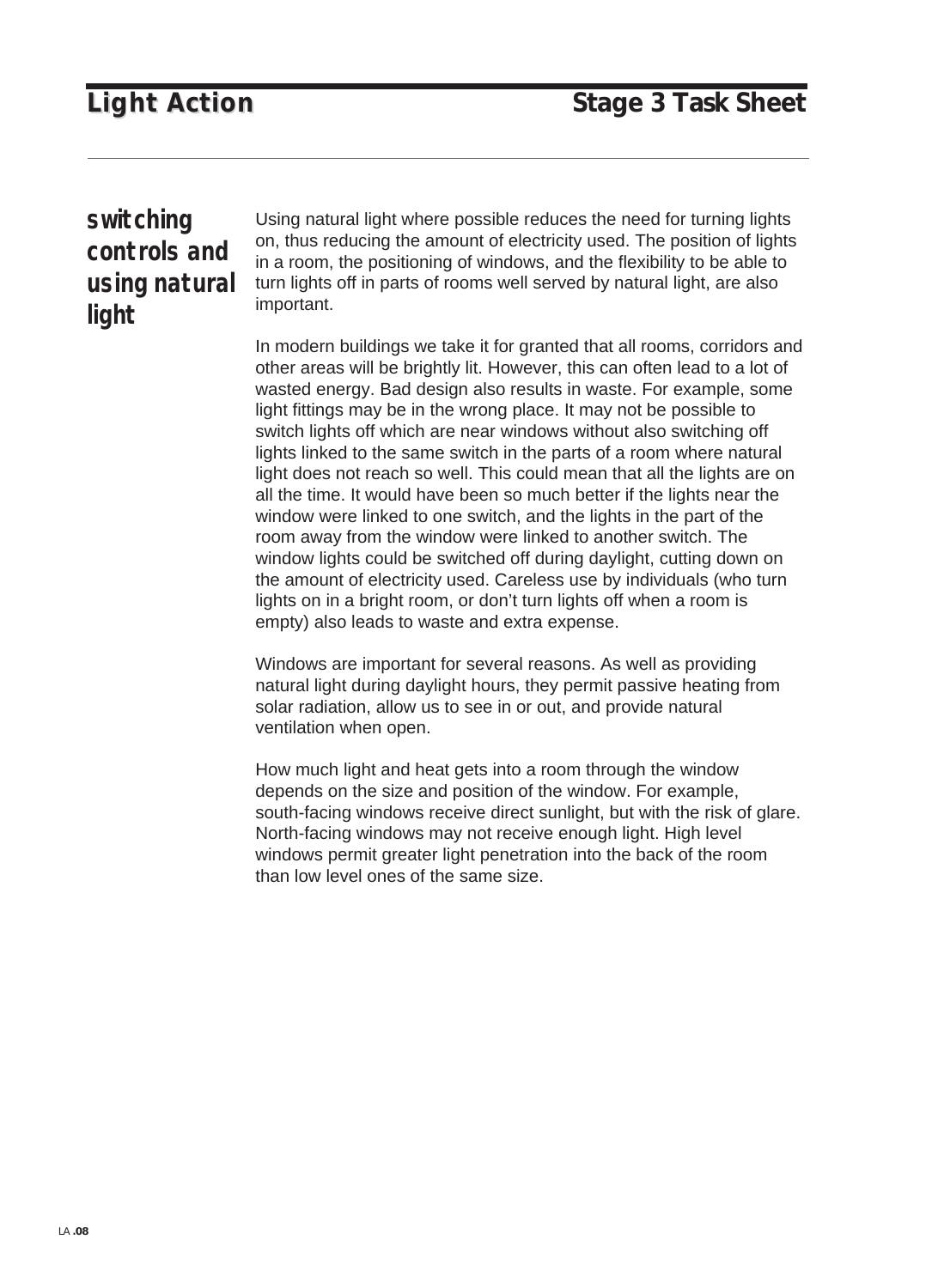## switching controls and using natural light

Using natural light where possible reduces the need for turning lights on, thus reducing the amount of electricity used. The position of lights in a room, the positioning of windows, and the flexibility to be able to turn lights off in parts of rooms well served by natural light, are also important.

In modern buildings we take it for granted that all rooms, corridors and other areas will be brightly lit. However, this can often lead to a lot of wasted energy. Bad design also results in waste. For example, some light fittings may be in the wrong place. It may not be possible to switch lights off which are near windows without also switching off lights linked to the same switch in the parts of a room where natural light does not reach so well. This could mean that all the lights are on all the time. It would have been so much better if the lights near the window were linked to one switch, and the lights in the part of the room away from the window were linked to another switch. The window lights could be switched off during daylight, cutting down on the amount of electricity used. Careless use by individuals (who turn lights on in a bright room, or don't turn lights off when a room is empty) also leads to waste and extra expense.

Windows are important for several reasons. As well as providing natural light during daylight hours, they permit passive heating from solar radiation, allow us to see in or out, and provide natural ventilation when open.

How much light and heat gets into a room through the window depends on the size and position of the window. For example, south-facing windows receive direct sunlight, but with the risk of glare. North-facing windows may not receive enough light. High level windows permit greater light penetration into the back of the room than low level ones of the same size.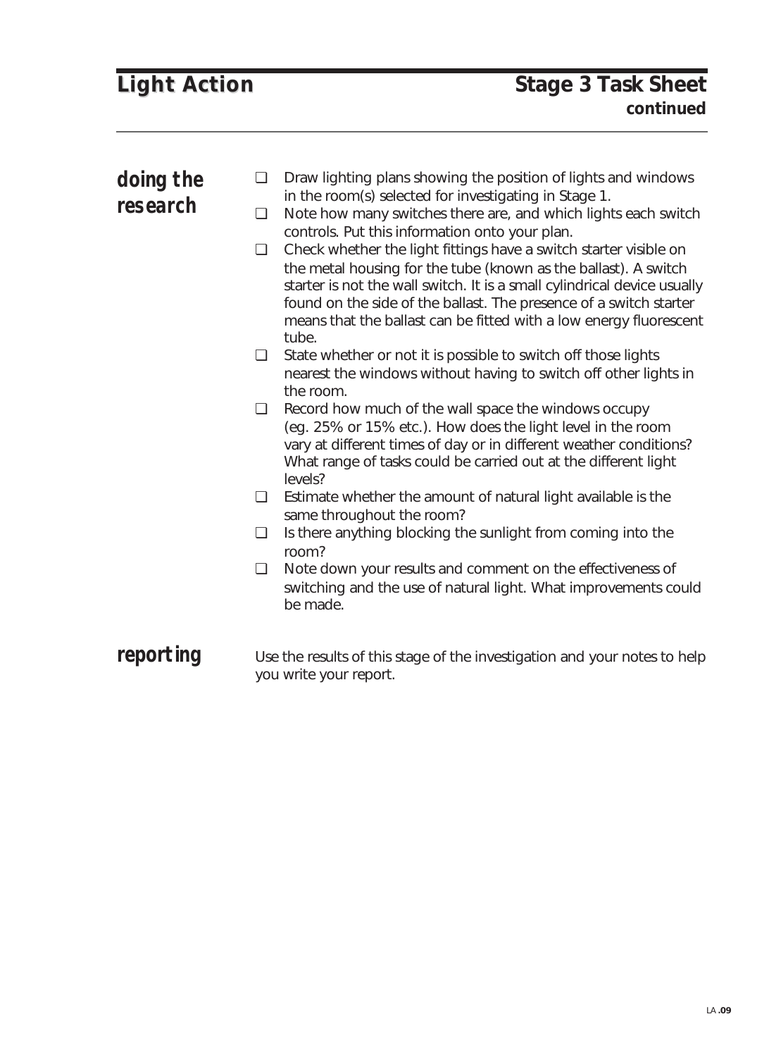# Light Action

## Stage 3 Task Sheet continued

### doing the research

- ❑ Draw lighting plans showing the position of lights and windows in the room(s) selected for investigating in Stage 1.
- ❑ Note how many switches there are, and which lights each switch controls. Put this information onto your plan.
- ❑ Check whether the light fittings have a switch starter visible on the metal housing for the tube (known as the ballast). A switch starter is not the wall switch. It is a small cylindrical device usually found on the side of the ballast. The presence of a switch starter means that the ballast can be fitted with a low energy fluorescent tube.
- ❑ State whether or not it is possible to switch off those lights nearest the windows without having to switch off other lights in the room.
- ❑ Record how much of the wall space the windows occupy (eg. 25% or 15% etc.). How does the light level in the room vary at different times of day or in different weather conditions? What range of tasks could be carried out at the different light levels?
- ❑ Estimate whether the amount of natural light available is the same throughout the room?
- ❑ Is there anything blocking the sunlight from coming into the room?
- ❑ Note down your results and comment on the effectiveness of switching and the use of natural light. What improvements could be made.

### reporting

Use the results of this stage of the investigation and your notes to help you write your report.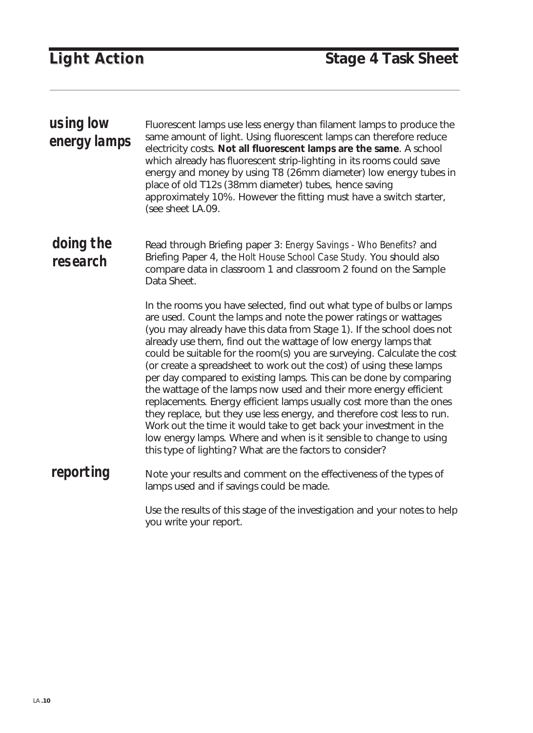# Light Action

## Stage 4 Task Sheet

### using low energy lamps

Fluorescent lamps use less energy than filament lamps to produce the same amount of light. Using fluorescent lamps can therefore reduce electricity costs. **Not all fluorescent lamps are the same**. A school which already has fluorescent strip-lighting in its rooms could save energy and money by using T8 (26mm diameter) low energy tubes in place of old T12s (38mm diameter) tubes, hence saving approximately 10%. However the fitting must have a switch starter, (see sheet LA.09.

### doing the research

Read through Briefing paper 3: *Energy Savings - Who Benefits?* and Briefing Paper 4, the *Holt House School Case Study.* You should also compare data in classroom 1 and classroom 2 found on the Sample Data Sheet.

In the rooms you have selected, find out what type of bulbs or lamps are used. Count the lamps and note the power ratings or wattages (you may already have this data from Stage 1). If the school does not already use them, find out the wattage of low energy lamps that could be suitable for the room(s) you are surveying. Calculate the cost (or create a spreadsheet to work out the cost) of using these lamps per day compared to existing lamps. This can be done by comparing the wattage of the lamps now used and their more energy efficient replacements. Energy efficient lamps usually cost more than the ones they replace, but they use less energy, and therefore cost less to run. Work out the time it would take to get back your investment in the low energy lamps. Where and when is it sensible to change to using this type of lighting? What are the factors to consider?

### reporting

Note your results and comment on the effectiveness of the types of lamps used and if savings could be made.

Use the results of this stage of the investigation and your notes to help you write your report.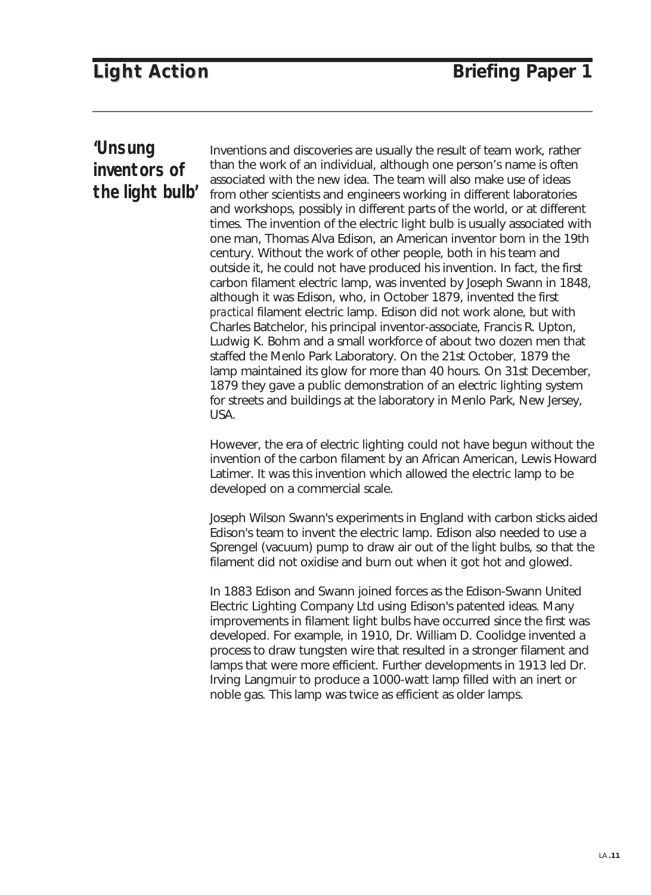# Light Action — Briefing Paper 1

## 'Unsung inventors of the light bulb'

Inventions and discoveries are usually the result of team work, rather than the work of an individual, although one person's name is often associated with the new idea. The team will also make use of ideas from other scientists and engineers working in different laboratories and workshops, possibly in different parts of the world, or at different times. The invention of the electric light bulb is usually associated with one man, Thomas Alva Edison, an American inventor born in the 19th century. Without the work of other people, both in his team and outside it, he could not have produced his invention. In fact, the first carbon filament electric lamp, was invented by Joseph Swann in 1848, although it was Edison, who, in October 1879, invented the first *practical* filament electric lamp. Edison did not work alone, but with Charles Batchelor, his principal inventor-associate, Francis R. Upton, Ludwig K. Bohm and a small workforce of about two dozen men that staffed the Menlo Park Laboratory. On the 21st October, 1879 the lamp maintained its glow for more than 40 hours. On 31st December, 1879 they gave a public demonstration of an electric lighting system for streets and buildings at the laboratory in Menlo Park, New Jersey, USA.

However, the era of electric lighting could not have begun without the invention of the carbon filament by an African American, Lewis Howard Latimer. It was this invention which allowed the electric lamp to be developed on a commercial scale.

Joseph Wilson Swann's experiments in England with carbon sticks aided Edison's team to invent the electric lamp. Edison also needed to use a Sprengel (vacuum) pump to draw air out of the light bulbs, so that the filament did not oxidise and burn out when it got hot and glowed.

In 1883 Edison and Swann joined forces as the Edison-Swann United Electric Lighting Company Ltd using Edison's patented ideas. Many improvements in filament light bulbs have occurred since the first was developed. For example, in 1910, Dr. William D. Coolidge invented a process to draw tungsten wire that resulted in a stronger filament and lamps that were more efficient. Further developments in 1913 led Dr. Irving Langmuir to produce a 1000-watt lamp filled with an inert or noble gas. This lamp was twice as efficient as older lamps.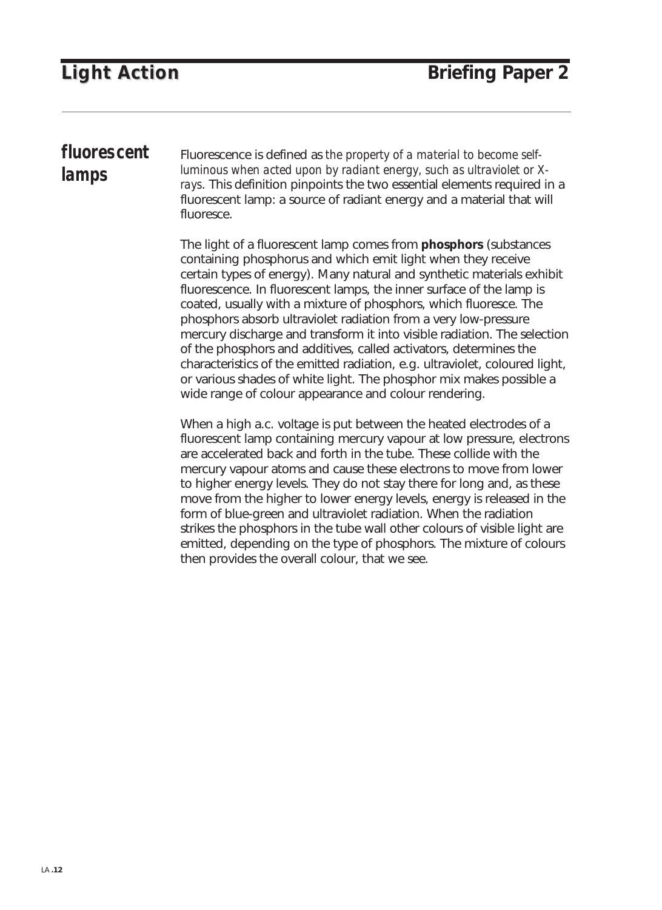## fluorescent lamps

Fluorescence is defined as *the property of a material to become self-luminous when acted upon by radiant energy, such as ultraviolet or X-rays*. This definition pinpoints the two essential elements required in a fluorescent lamp: a source of radiant energy and a material that will fluoresce.

The light of a fluorescent lamp comes from **phosphors** (substances containing phosphorus and which emit light when they receive certain types of energy). Many natural and synthetic materials exhibit fluorescence. In fluorescent lamps, the inner surface of the lamp is coated, usually with a mixture of phosphors, which fluoresce. The phosphors absorb ultraviolet radiation from a very low-pressure mercury discharge and transform it into visible radiation. The selection of the phosphors and additives, called activators, determines the characteristics of the emitted radiation, e.g. ultraviolet, coloured light, or various shades of white light. The phosphor mix makes possible a wide range of colour appearance and colour rendering.

When a high a.c. voltage is put between the heated electrodes of a fluorescent lamp containing mercury vapour at low pressure, electrons are accelerated back and forth in the tube. These collide with the mercury vapour atoms and cause these electrons to move from lower to higher energy levels. They do not stay there for long and, as these move from the higher to lower energy levels, energy is released in the form of blue-green and ultraviolet radiation. When the radiation strikes the phosphors in the tube wall other colours of visible light are emitted, depending on the type of phosphors. The mixture of colours then provides the overall colour, that we see.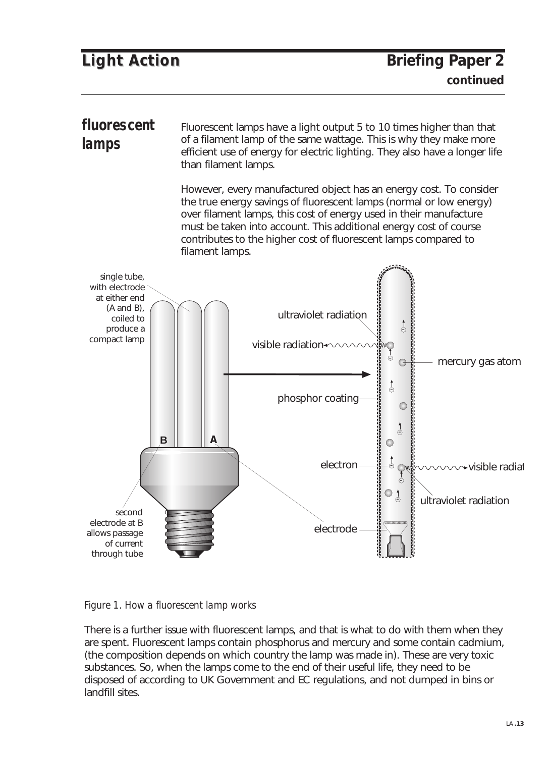## fluorescent lamps

Fluorescent lamps have a light output 5 to 10 times higher than that of a filament lamp of the same wattage. This is why they make more efficient use of energy for electric lighting. They also have a longer life than filament lamps.

However, every manufactured object has an energy cost. To consider the true energy savings of fluorescent lamps (normal or low energy) over filament lamps, this cost of energy used in their manufacture must be taken into account. This additional energy cost of course contributes to the higher cost of fluorescent lamps compared to filament lamps.

*Figure 1. How a fluorescent lamp works*

There is a further issue with fluorescent lamps, and that is what to do with them when they are spent. Fluorescent lamps contain phosphorus and mercury and some contain cadmium, (the composition depends on which country the lamp was made in). These are very toxic substances. So, when the lamps come to the end of their useful life, they need to be disposed of according to UK Government and EC regulations, and not dumped in bins or landfill sites.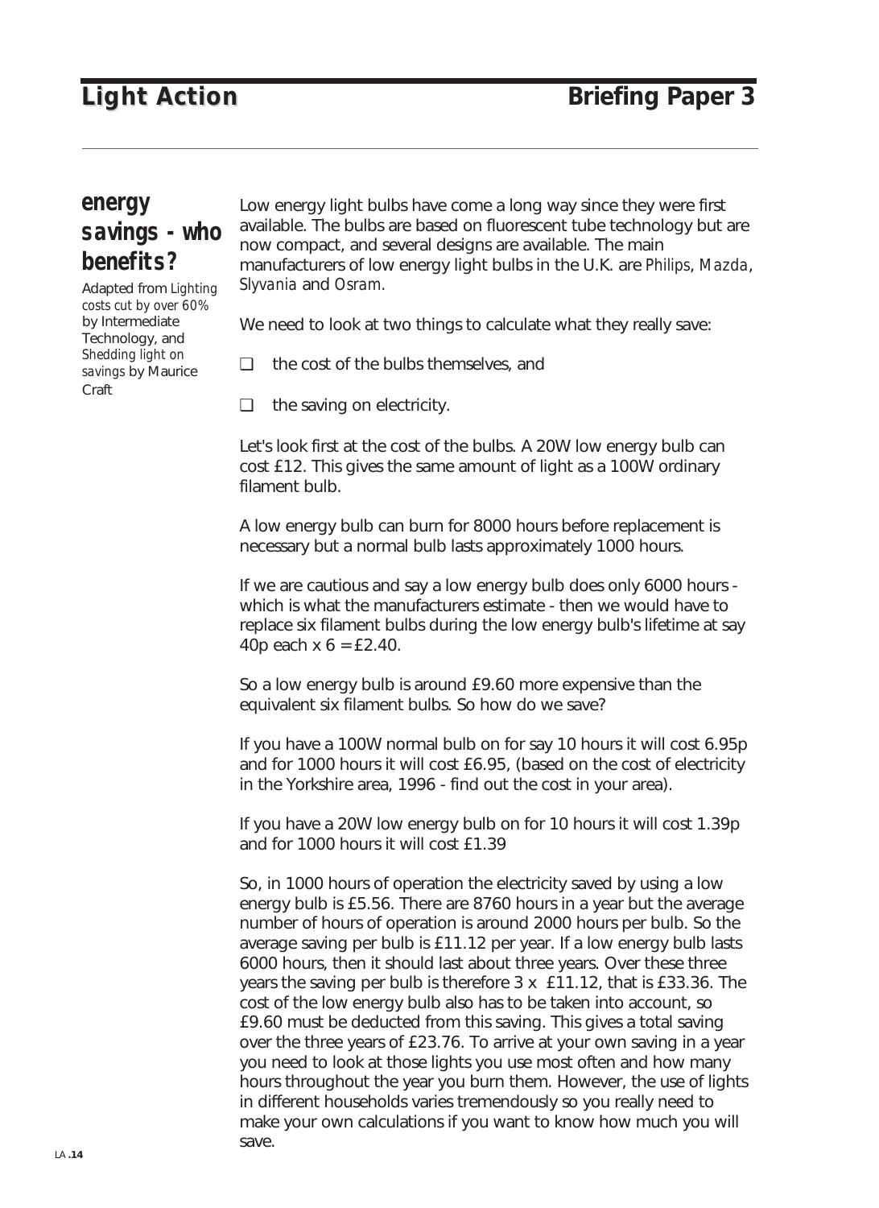## energy savings - who benefits?

Adapted from *Lighting costs cut by over 60%* by Intermediate Technology, and *Shedding light on savings* by Maurice Craft

Low energy light bulbs have come a long way since they were first available. The bulbs are based on fluorescent tube technology but are now compact, and several designs are available. The main manufacturers of low energy light bulbs in the U.K. are *Philips*, *Mazda*, *Slyvania* and *Osram*.

We need to look at two things to calculate what they really save:

- ❑ the cost of the bulbs themselves, and
- ❑ the saving on electricity.

Let's look first at the cost of the bulbs. A 20W low energy bulb can cost £12. This gives the same amount of light as a 100W ordinary filament bulb.

A low energy bulb can burn for 8000 hours before replacement is necessary but a normal bulb lasts approximately 1000 hours.

If we are cautious and say a low energy bulb does only 6000 hours - which is what the manufacturers estimate - then we would have to replace six filament bulbs during the low energy bulb's lifetime at say 40p each x 6 = £2.40.

So a low energy bulb is around £9.60 more expensive than the equivalent six filament bulbs. So how do we save?

If you have a 100W normal bulb on for say 10 hours it will cost 6.95p and for 1000 hours it will cost £6.95, (based on the cost of electricity in the Yorkshire area, 1996 - find out the cost in your area).

If you have a 20W low energy bulb on for 10 hours it will cost 1.39p and for 1000 hours it will cost £1.39

So, in 1000 hours of operation the electricity saved by using a low energy bulb is £5.56. There are 8760 hours in a year but the average number of hours of operation is around 2000 hours per bulb. So the average saving per bulb is £11.12 per year. If a low energy bulb lasts 6000 hours, then it should last about three years. Over these three years the saving per bulb is therefore 3 x £11.12, that is £33.36. The cost of the low energy bulb also has to be taken into account, so £9.60 must be deducted from this saving. This gives a total saving over the three years of £23.76. To arrive at your own saving in a year you need to look at those lights you use most often and how many hours throughout the year you burn them. However, the use of lights in different households varies tremendously so you really need to make your own calculations if you want to know how much you will save.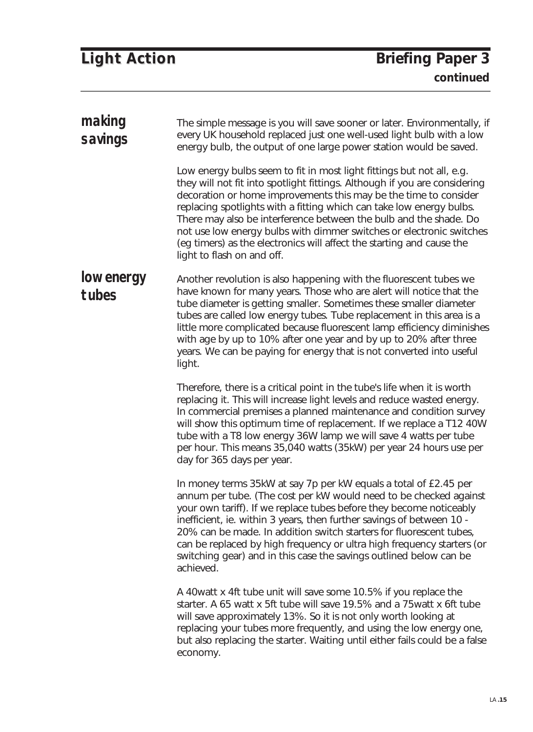## making savings

The simple message is you will save sooner or later. Environmentally, if every UK household replaced just one well-used light bulb with a low energy bulb, the output of one large power station would be saved.

Low energy bulbs seem to fit in most light fittings but not all, e.g. they will not fit into spotlight fittings. Although if you are considering decoration or home improvements this may be the time to consider replacing spotlights with a fitting which can take low energy bulbs. There may also be interference between the bulb and the shade. Do not use low energy bulbs with dimmer switches or electronic switches (eg timers) as the electronics will affect the starting and cause the light to flash on and off.

## low energy tubes

Another revolution is also happening with the fluorescent tubes we have known for many years. Those who are alert will notice that the tube diameter is getting smaller. Sometimes these smaller diameter tubes are called low energy tubes. Tube replacement in this area is a little more complicated because fluorescent lamp efficiency diminishes with age by up to 10% after one year and by up to 20% after three years. We can be paying for energy that is not converted into useful light.

Therefore, there is a critical point in the tube's life when it is worth replacing it. This will increase light levels and reduce wasted energy. In commercial premises a planned maintenance and condition survey will show this optimum time of replacement. If we replace a T12 40W tube with a T8 low energy 36W lamp we will save 4 watts per tube per hour. This means 35,040 watts (35kW) per year 24 hours use per day for 365 days per year.

In money terms 35kW at say 7p per kW equals a total of £2.45 per annum per tube. (The cost per kW would need to be checked against your own tariff). If we replace tubes before they become noticeably inefficient, ie. within 3 years, then further savings of between 10 - 20% can be made. In addition switch starters for fluorescent tubes, can be replaced by high frequency or ultra high frequency starters (or switching gear) and in this case the savings outlined below can be achieved.

A 40watt x 4ft tube unit will save some 10.5% if you replace the starter. A 65 watt x 5ft tube will save 19.5% and a 75watt x 6ft tube will save approximately 13%. So it is not only worth looking at replacing your tubes more frequently, and using the low energy one, but also replacing the starter. Waiting until either fails could be a false economy.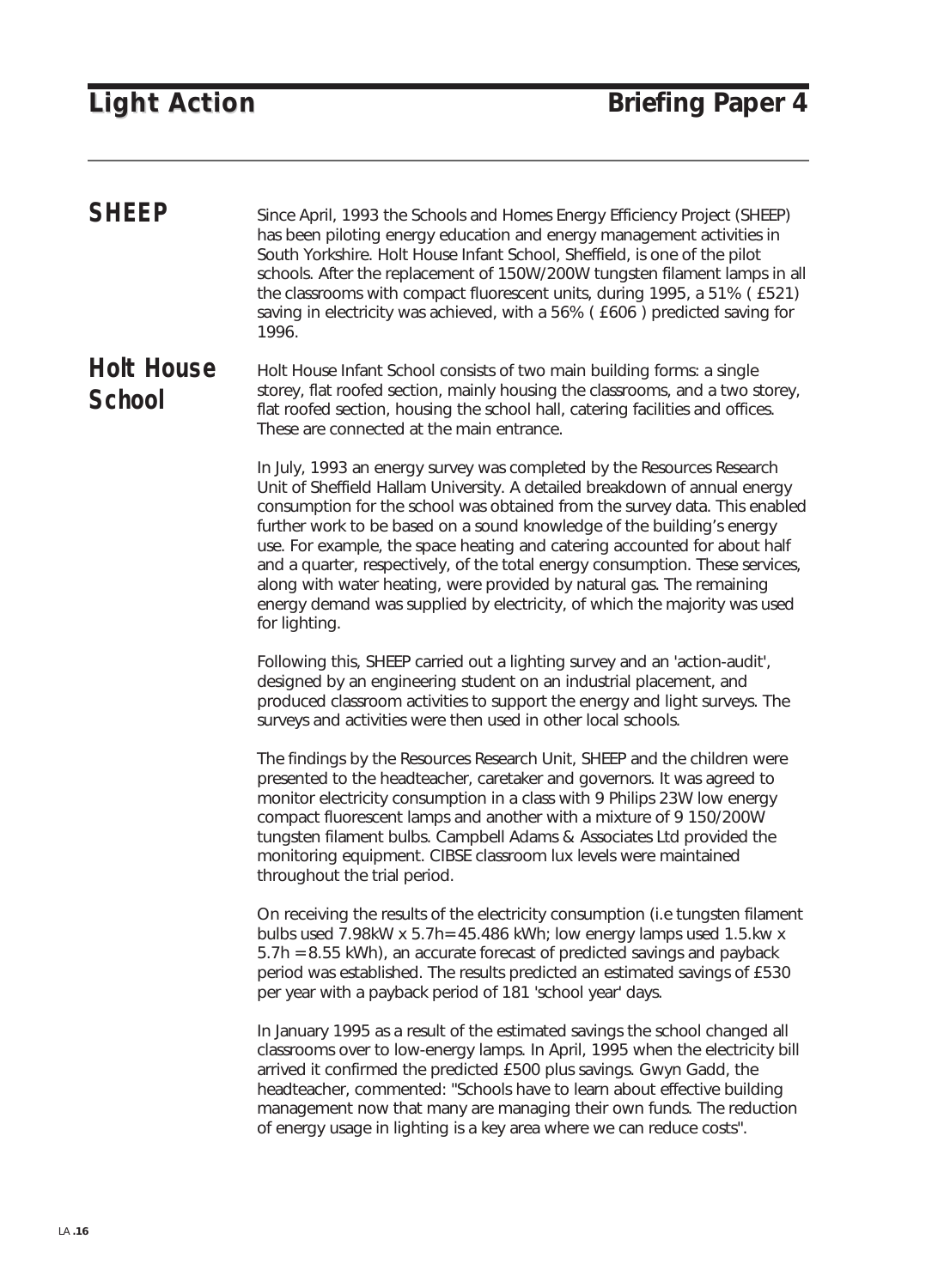## SHEEP

Since April, 1993 the Schools and Homes Energy Efficiency Project (SHEEP) has been piloting energy education and energy management activities in South Yorkshire. Holt House Infant School, Sheffield, is one of the pilot schools. After the replacement of 150W/200W tungsten filament lamps in all the classrooms with compact fluorescent units, during 1995, a 51% ( £521) saving in electricity was achieved, with a 56% ( £606 ) predicted saving for 1996.

## Holt House School

Holt House Infant School consists of two main building forms: a single storey, flat roofed section, mainly housing the classrooms, and a two storey, flat roofed section, housing the school hall, catering facilities and offices. These are connected at the main entrance.

In July, 1993 an energy survey was completed by the Resources Research Unit of Sheffield Hallam University. A detailed breakdown of annual energy consumption for the school was obtained from the survey data. This enabled further work to be based on a sound knowledge of the building's energy use. For example, the space heating and catering accounted for about half and a quarter, respectively, of the total energy consumption. These services, along with water heating, were provided by natural gas. The remaining energy demand was supplied by electricity, of which the majority was used for lighting.

Following this, SHEEP carried out a lighting survey and an 'action-audit', designed by an engineering student on an industrial placement, and produced classroom activities to support the energy and light surveys. The surveys and activities were then used in other local schools.

The findings by the Resources Research Unit, SHEEP and the children were presented to the headteacher, caretaker and governors. It was agreed to monitor electricity consumption in a class with 9 Philips 23W low energy compact fluorescent lamps and another with a mixture of 9 150/200W tungsten filament bulbs. Campbell Adams & Associates Ltd provided the monitoring equipment. CIBSE classroom lux levels were maintained throughout the trial period.

On receiving the results of the electricity consumption (i.e tungsten filament bulbs used 7.98kW x 5.7h= 45.486 kWh; low energy lamps used 1.5.kw x 5.7h = 8.55 kWh), an accurate forecast of predicted savings and payback period was established. The results predicted an estimated savings of £530 per year with a payback period of 181 'school year' days.

In January 1995 as a result of the estimated savings the school changed all classrooms over to low-energy lamps. In April, 1995 when the electricity bill arrived it confirmed the predicted £500 plus savings. Gwyn Gadd, the headteacher, commented: "Schools have to learn about effective building management now that many are managing their own funds. The reduction of energy usage in lighting is a key area where we can reduce costs".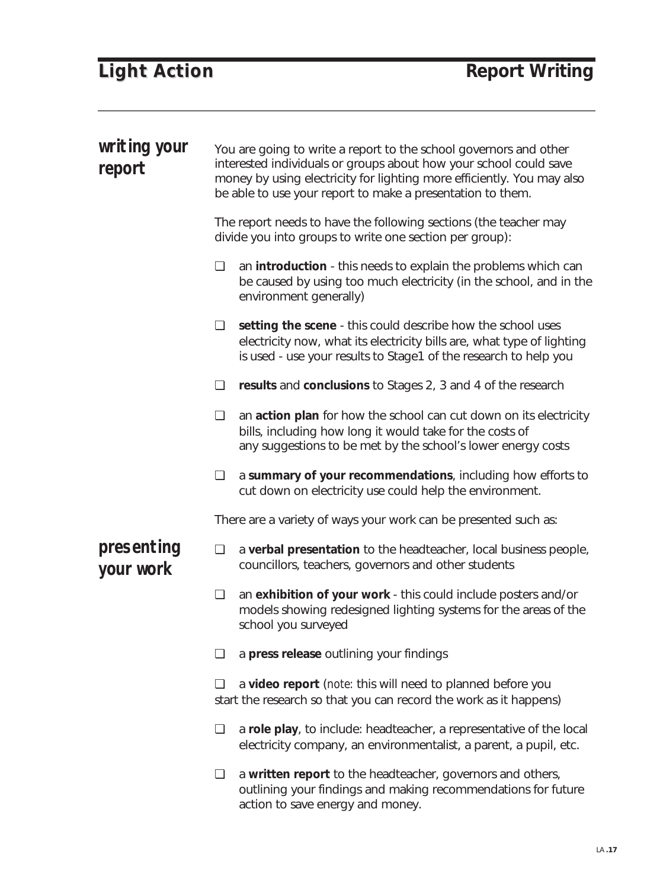# Light Action

## Report Writing

### writing your report

You are going to write a report to the school governors and other interested individuals or groups about how your school could save money by using electricity for lighting more efficiently. You may also be able to use your report to make a presentation to them.

The report needs to have the following sections (the teacher may divide you into groups to write one section per group):

- ❑ an **introduction** - this needs to explain the problems which can be caused by using too much electricity (in the school, and in the environment generally)
- ❑ **setting the scene** - this could describe how the school uses electricity now, what its electricity bills are, what type of lighting is used - use your results to Stage1 of the research to help you
- ❑ **results** and **conclusions** to Stages 2, 3 and 4 of the research
- ❑ an **action plan** for how the school can cut down on its electricity bills, including how long it would take for the costs of any suggestions to be met by the school's lower energy costs
- ❑ a **summary of your recommendations**, including how efforts to cut down on electricity use could help the environment.

### presenting your work

There are a variety of ways your work can be presented such as:

- ❑ a **verbal presentation** to the headteacher, local business people, councillors, teachers, governors and other students
- ❑ an **exhibition of your work** - this could include posters and/or models showing redesigned lighting systems for the areas of the school you surveyed
- ❑ a **press release** outlining your findings
- ❑ a **video report** (*note:* this will need to planned before you start the research so that you can record the work as it happens)
- ❑ a **role play**, to include: headteacher, a representative of the local electricity company, an environmentalist, a parent, a pupil, etc.
- ❑ a **written report** to the headteacher, governors and others, outlining your findings and making recommendations for future action to save energy and money.